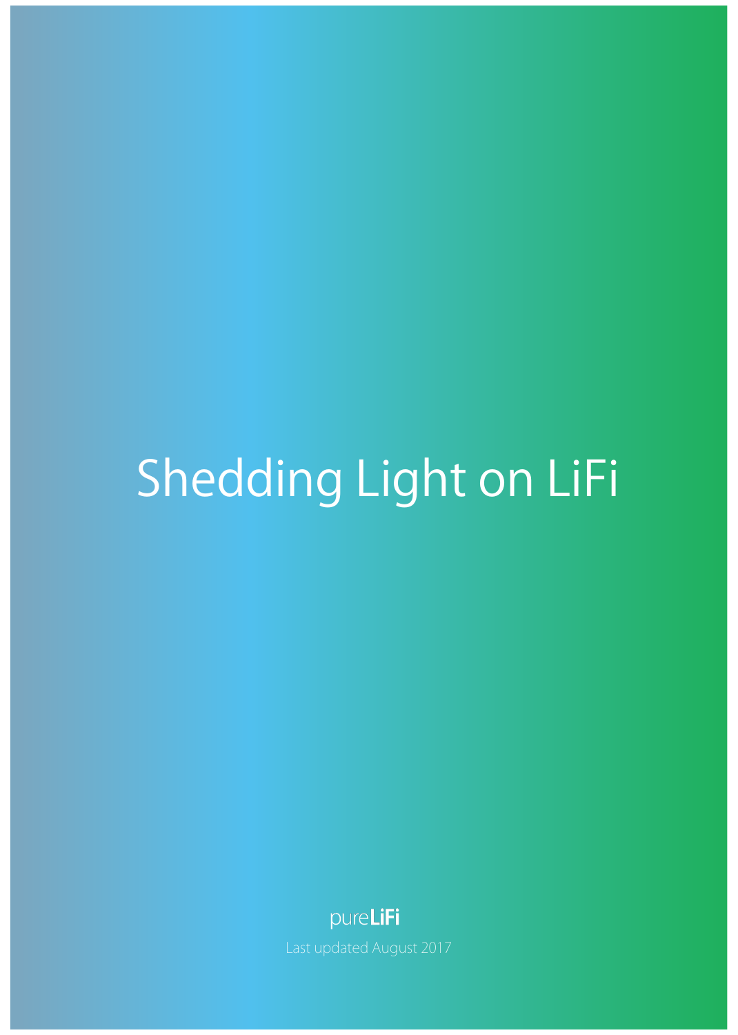# Shedding Light on LiFi

pureLiFi

Last updated August 2017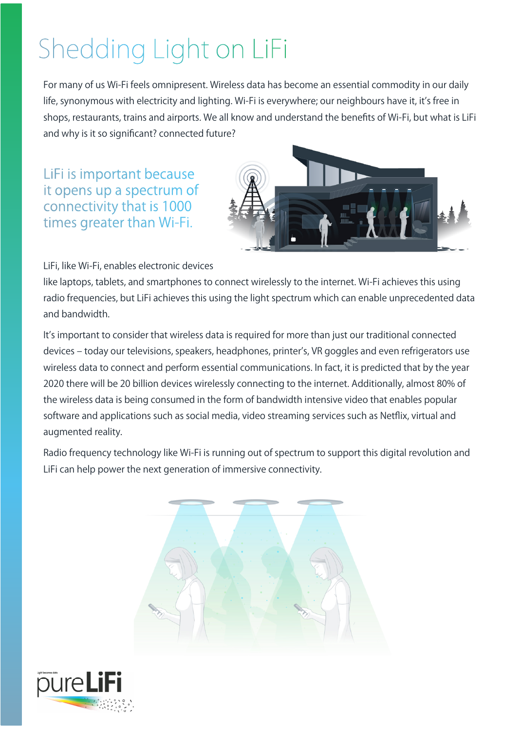# Shedding Light on LiFi

For many of us Wi-Fi feels omnipresent. Wireless data has become an essential commodity in our daily life, synonymous with electricity and lighting. Wi-Fi is everywhere; our neighbours have it, it's free in shops, restaurants, trains and airports. We all know and understand the benefits of Wi-Fi, but what is LiFi and why is it so significant? connected future?

## LiFi is important because it opens up a spectrum of connectivity that is 1000 times greater than Wi-Fi.

LiFi, like Wi-Fi, enables electronic devices like laptops, tablets, and smartphones to connect wirelessly to the internet. Wi-Fi achieves this using radio frequencies, but LiFi achieves this using the light spectrum which can enable unprecedented data and bandwidth.

It's important to consider that wireless data is required for more than just our traditional connected devices – today our televisions, speakers, headphones, printer's, VR goggles and even refrigerators use wireless data to connect and perform essential communications. In fact, it is predicted that by the year 2020 there will be 20 billion devices wirelessly connecting to the internet. Additionally, almost 80% of the wireless data is being consumed in the form of bandwidth intensive video that enables popular software and applications such as social media, video streaming services such as Netflix, virtual and augmented reality.

Radio frequency technology like Wi-Fi is running out of spectrum to support this digital revolution and LiFi can help power the next generation of immersive connectivity.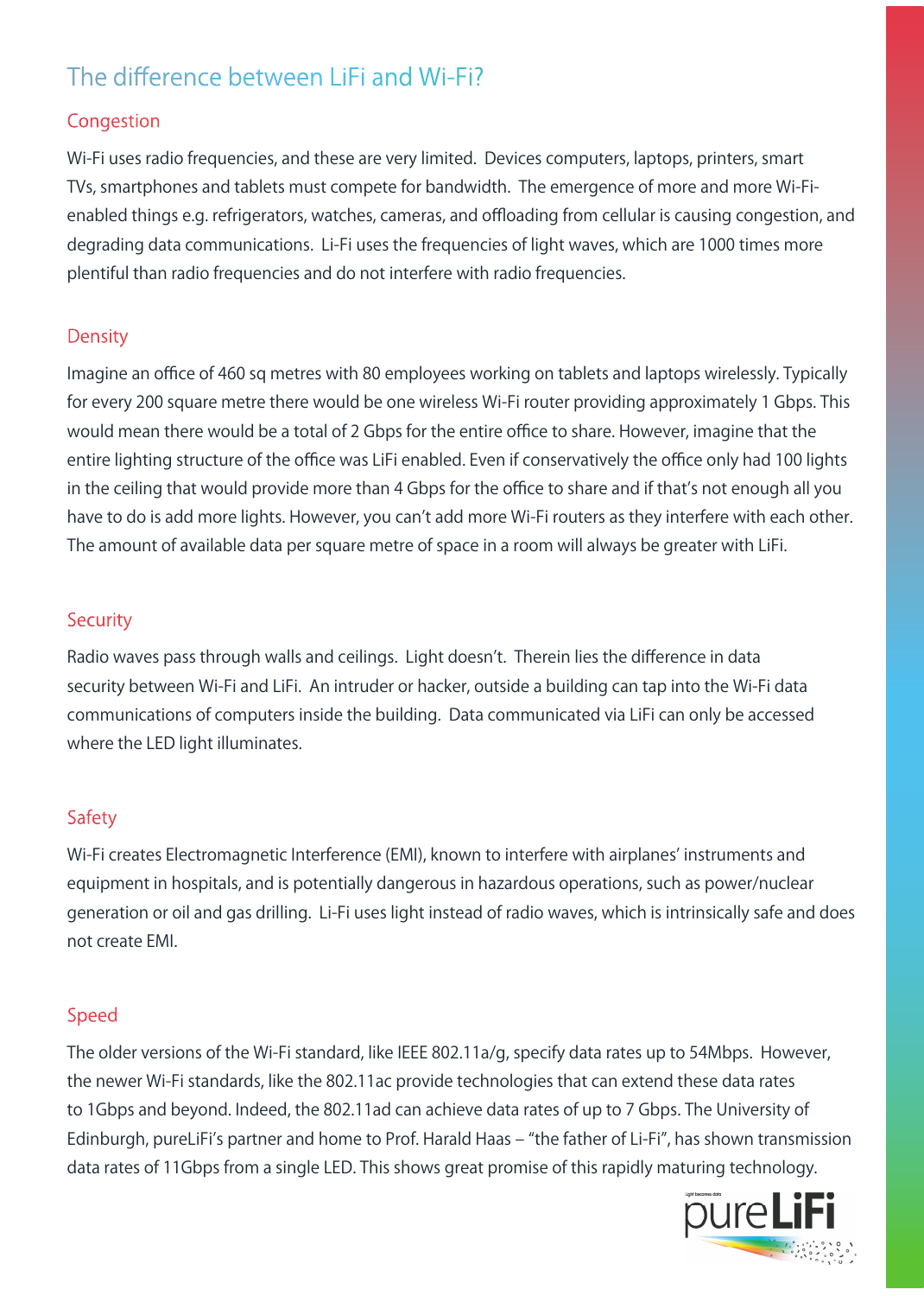# The difference between LiFi and Wi-Fi?

## Congestion

Wi-Fi uses radio frequencies, and these are very limited. Devices computers, laptops, printers, smart TVs, smartphones and tablets must compete for bandwidth. The emergence of more and more Wi-Fi-enabled things e.g. refrigerators, watches, cameras, and offloading from cellular is causing congestion, and degrading data communications. Li-Fi uses the frequencies of light waves, which are 1000 times more plentiful than radio frequencies and do not interfere with radio frequencies.

## Density

Imagine an office of 460 sq metres with 80 employees working on tablets and laptops wirelessly. Typically for every 200 square metre there would be one wireless Wi-Fi router providing approximately 1 Gbps. This would mean there would be a total of 2 Gbps for the entire office to share. However, imagine that the entire lighting structure of the office was LiFi enabled. Even if conservatively the office only had 100 lights in the ceiling that would provide more than 4 Gbps for the office to share and if that's not enough all you have to do is add more lights. However, you can't add more Wi-Fi routers as they interfere with each other. The amount of available data per square metre of space in a room will always be greater with LiFi.

## Security

Radio waves pass through walls and ceilings. Light doesn't. Therein lies the difference in data security between Wi-Fi and LiFi. An intruder or hacker, outside a building can tap into the Wi-Fi data communications of computers inside the building. Data communicated via LiFi can only be accessed where the LED light illuminates.

## Safety

Wi-Fi creates Electromagnetic Interference (EMI), known to interfere with airplanes' instruments and equipment in hospitals, and is potentially dangerous in hazardous operations, such as power/nuclear generation or oil and gas drilling. Li-Fi uses light instead of radio waves, which is intrinsically safe and does not create EMI.

## Speed

The older versions of the Wi-Fi standard, like IEEE 802.11a/g, specify data rates up to 54Mbps. However, the newer Wi-Fi standards, like the 802.11ac provide technologies that can extend these data rates to 1Gbps and beyond. Indeed, the 802.11ad can achieve data rates of up to 7 Gbps. The University of Edinburgh, pureLiFi's partner and home to Prof. Harald Haas – "the father of Li-Fi", has shown transmission data rates of 11Gbps from a single LED. This shows great promise of this rapidly maturing technology.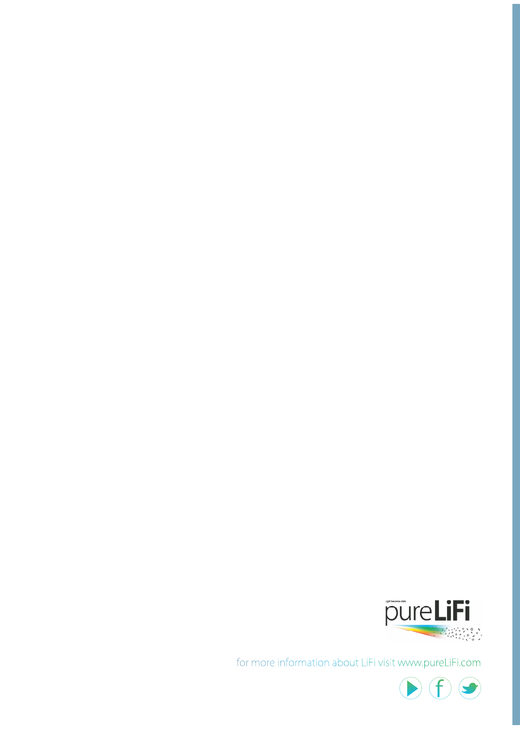Light becomes data

pureLiFi

for more information about LiFi visit www.pureLiFi.com